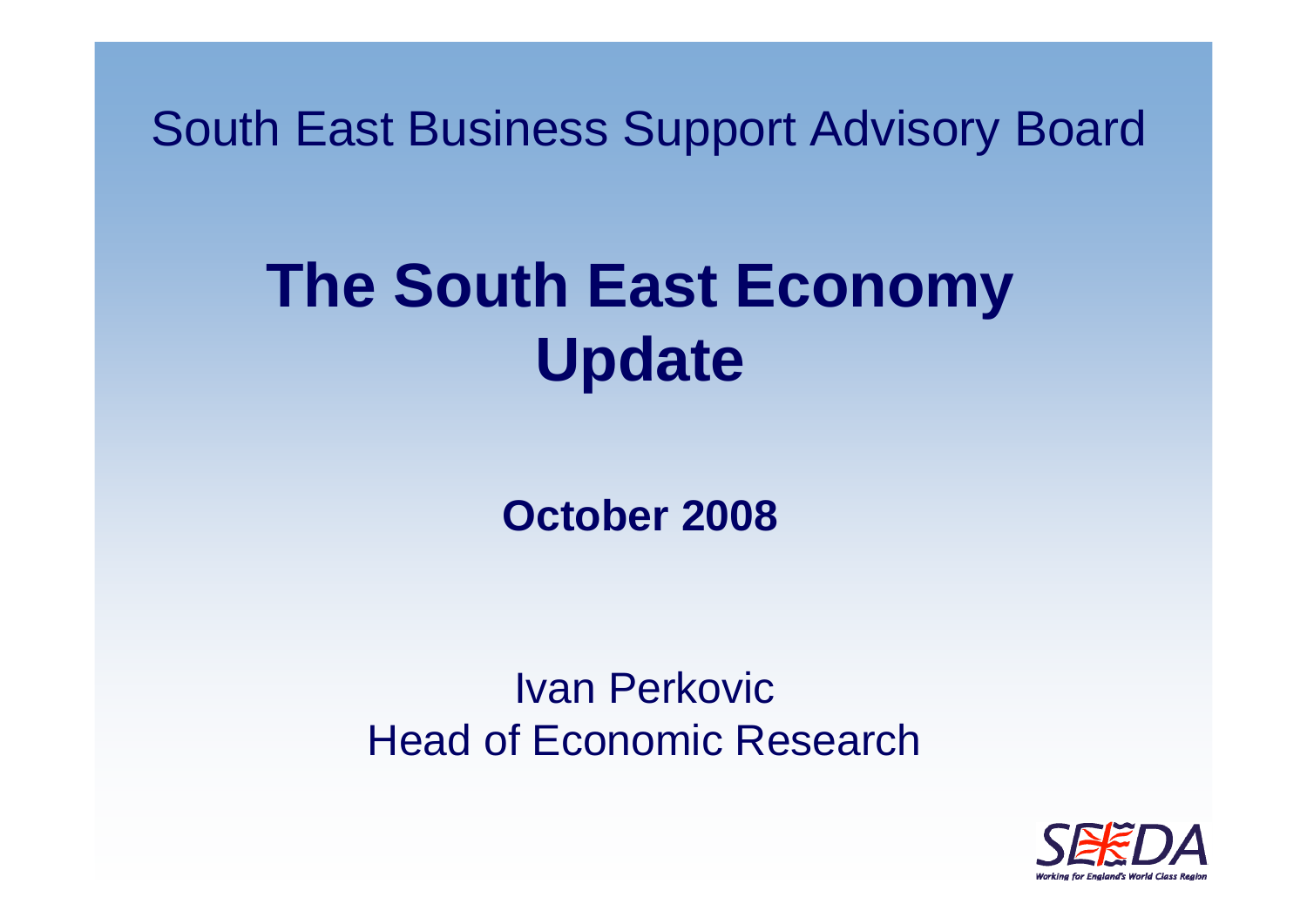South East Business Support Advisory Board

# The South East Economy Update

**October 2008**

Ivan Perkovic
Head of Economic Research

SEEDA
Working for England's World Class Region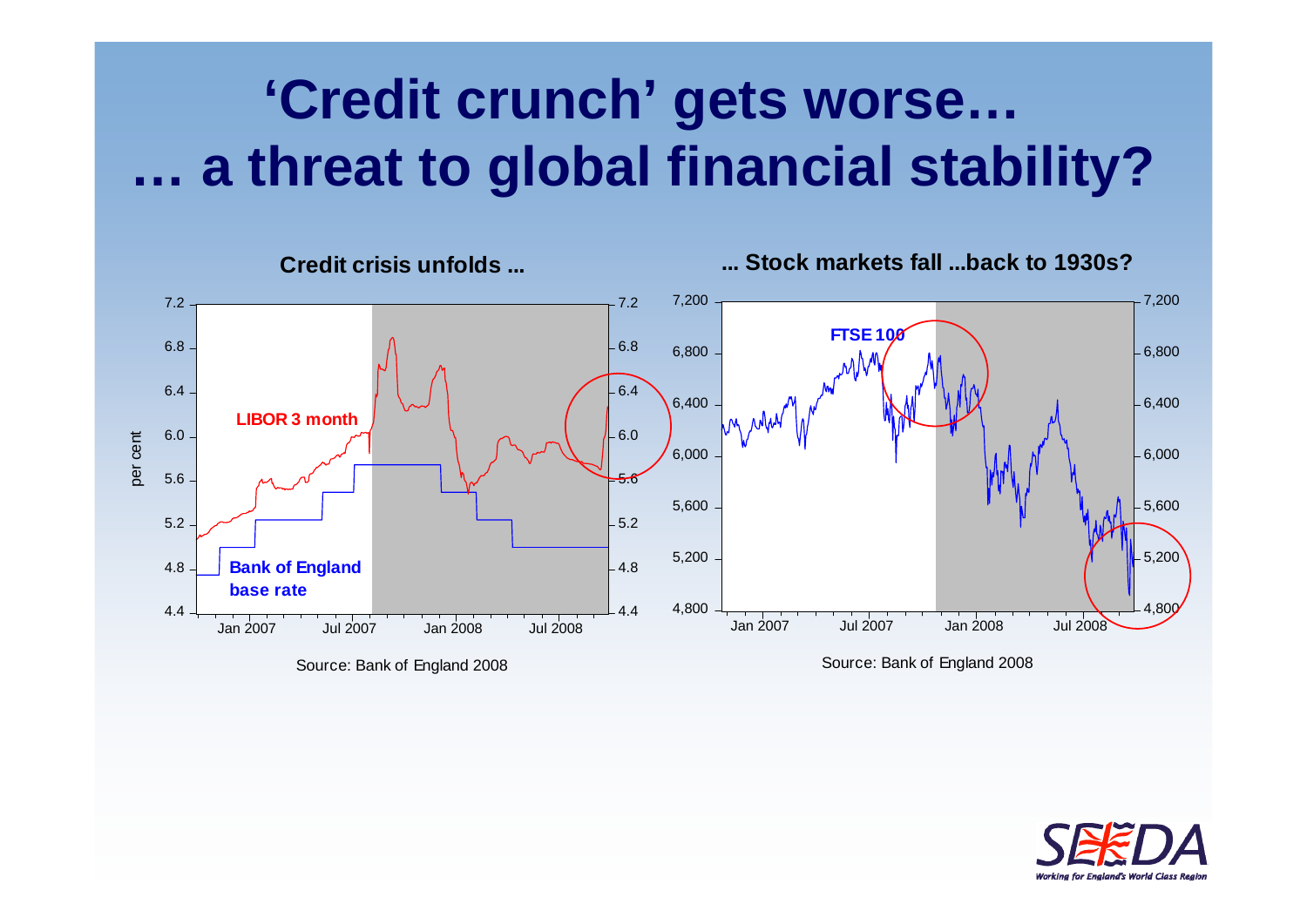# 'Credit crunch' gets worse… … a threat to global financial stability?

**Credit crisis unfolds …**

Source: Bank of England 2008

**… Stock markets fall …back to 1930s?**

Source: Bank of England 2008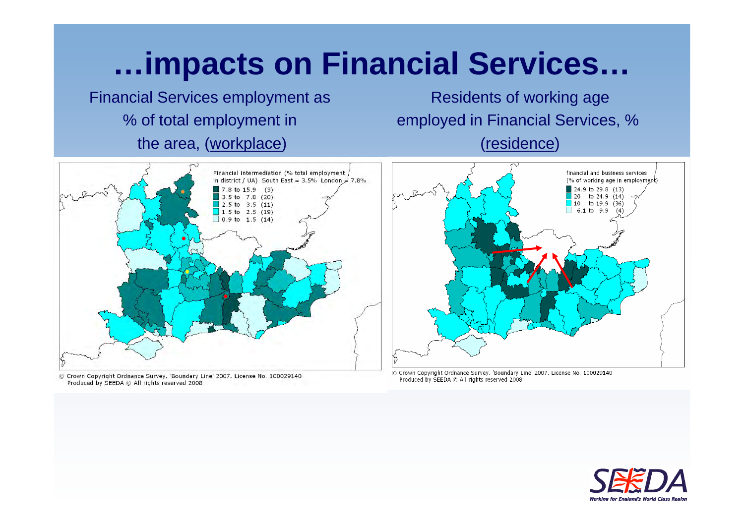# …impacts on Financial Services…

Financial Services employment as % of total employment in the area, (workplace)

Residents of working age employed in Financial Services, % (residence)

Financial intermediation (% total employment in district / UA) South East = 3.5% London = 7.8%

- 7.8 to 15.9 (3)
- 3.5 to 7.8 (20)
- 2.5 to 3.5 (11)
- 1.5 to 2.5 (19)
- 0.9 to 1.5 (14)

© Crown Copyright Ordnance Survey. 'Boundary Line' 2007. License No. 100029140
Produced by SEEDA © All rights reserved 2008

financial and business services (% of working age in employment)

- 24.9 to 29.8 (13)
- 20 to 24.9 (14)
- 10 to 19.9 (36)
- 6.1 to 9.9 (4)

© Crown Copyright Ordnance Survey. 'Boundary Line' 2007. License No. 100029140
Produced by SEEDA © All rights reserved 2008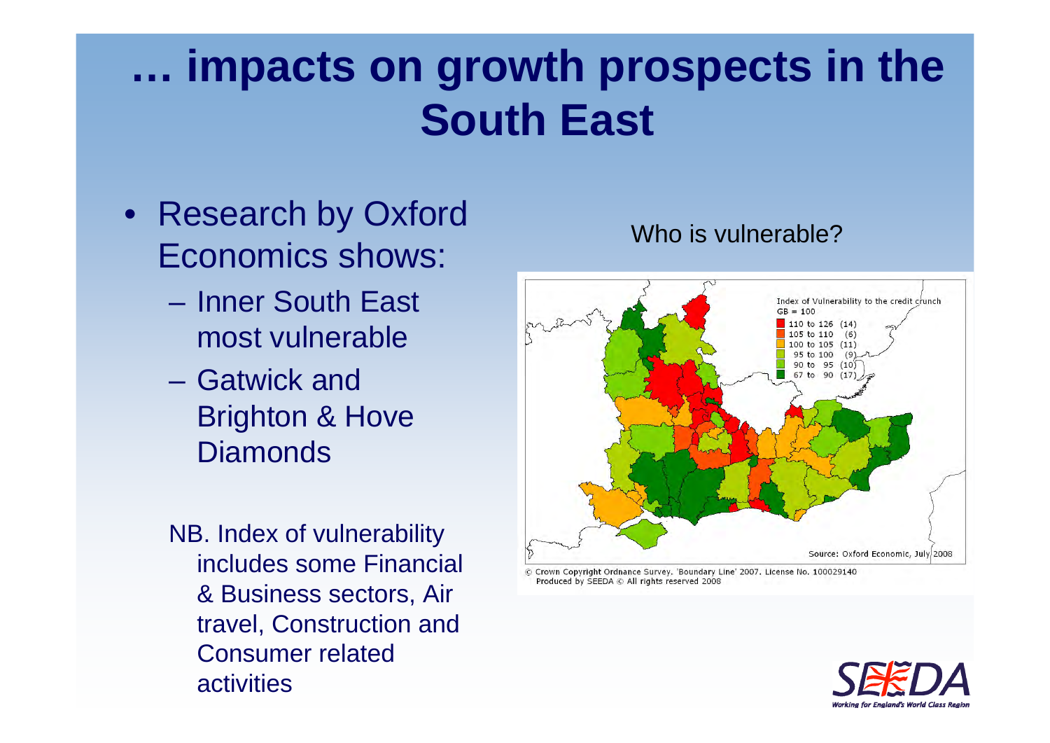# … impacts on growth prospects in the South East

- Research by Oxford Economics shows:
  - Inner South East most vulnerable
  - Gatwick and Brighton & Hove Diamonds

NB. Index of vulnerability includes some Financial & Business sectors, Air travel, Construction and Consumer related activities

Who is vulnerable?

Index of Vulnerability to the credit crunch
GB = 100

- 110 to 126 (14)
- 105 to 110 (6)
- 100 to 105 (11)
- 95 to 100 (9)
- 90 to 95 (10)
- 67 to 90 (17)

Source: Oxford Economic, July 2008

© Crown Copyright Ordnance Survey. 'Boundary Line' 2007. License No. 100029140
Produced by SEEDA © All rights reserved 2008

SEEDA
Working for England's World Class Region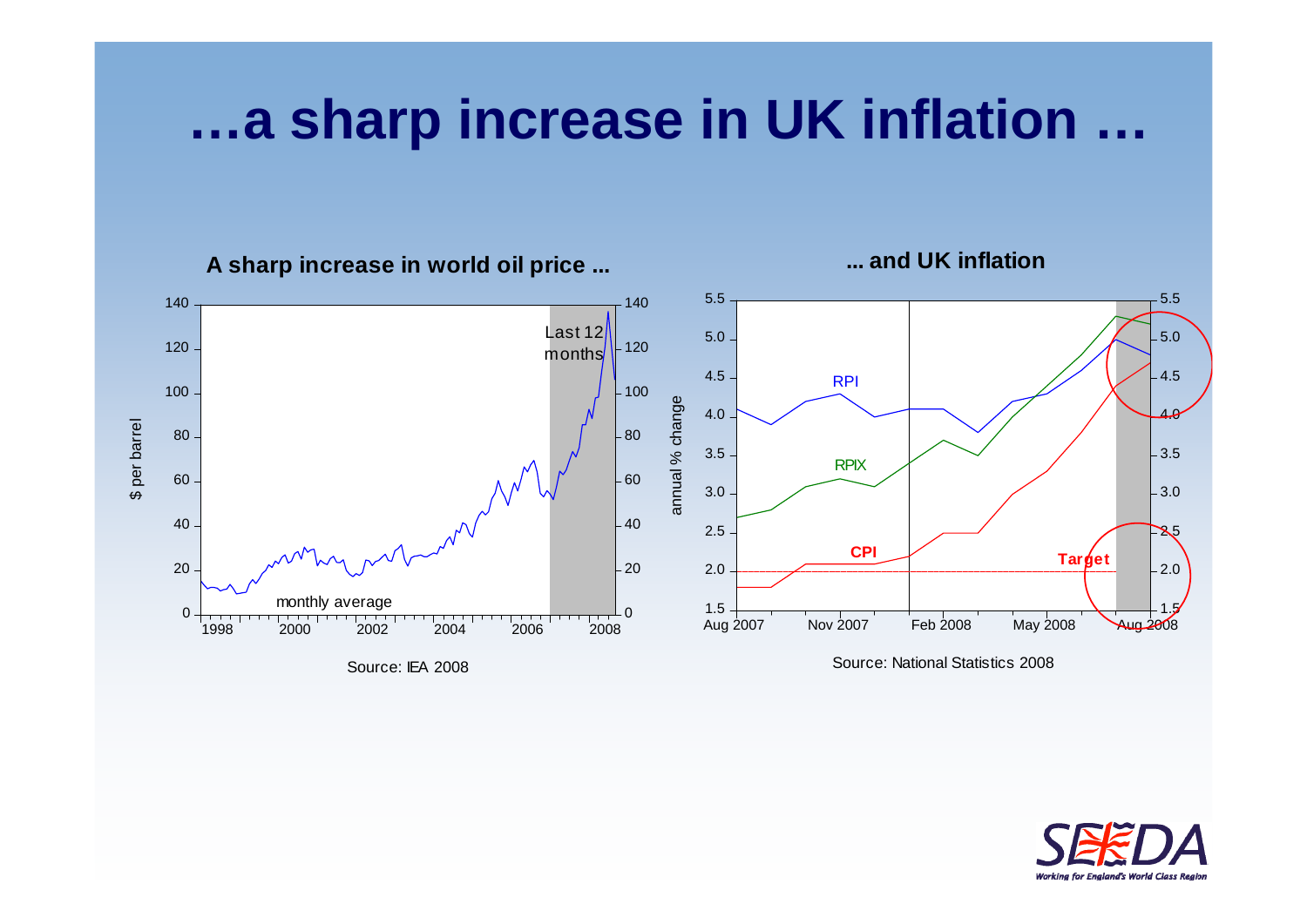# …a sharp increase in UK inflation …

**A sharp increase in world oil price ...**

Source: IEA 2008

**... and UK inflation**

Source: National Statistics 2008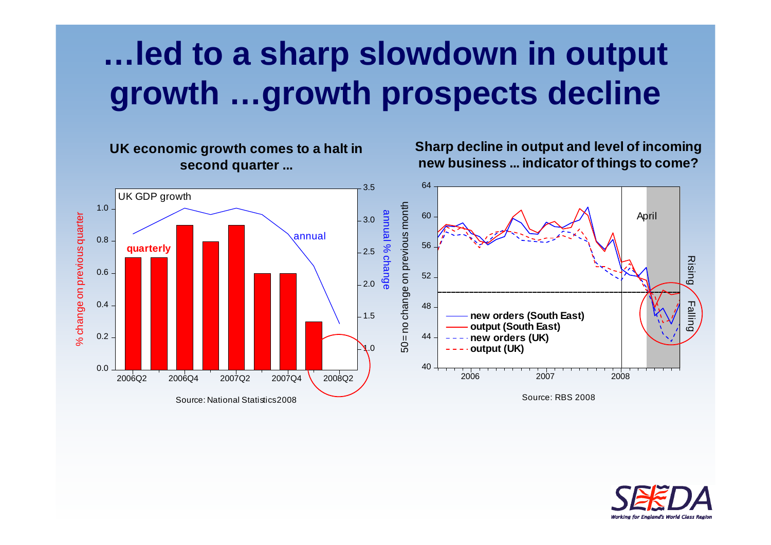# …led to a sharp slowdown in output growth …growth prospects decline

**UK economic growth comes to a halt in second quarter …**

UK GDP growth

Source: National Statistics 2008

**Sharp decline in output and level of incoming new business … indicator of things to come?**

Source: RBS 2008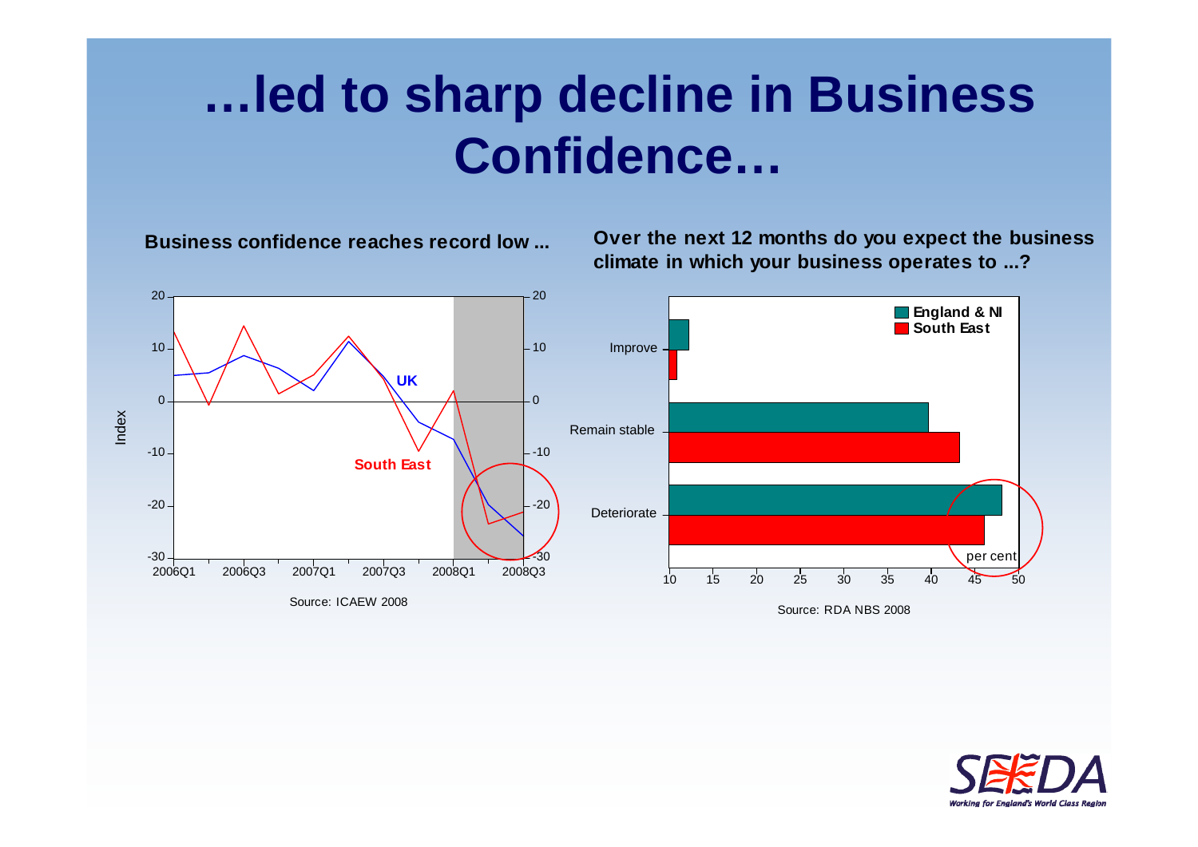# …led to sharp decline in Business Confidence…

**Business confidence reaches record low ...**

Source: ICAEW 2008

**Over the next 12 months do you expect the business climate in which your business operates to ...?**

Source: RDA NBS 2008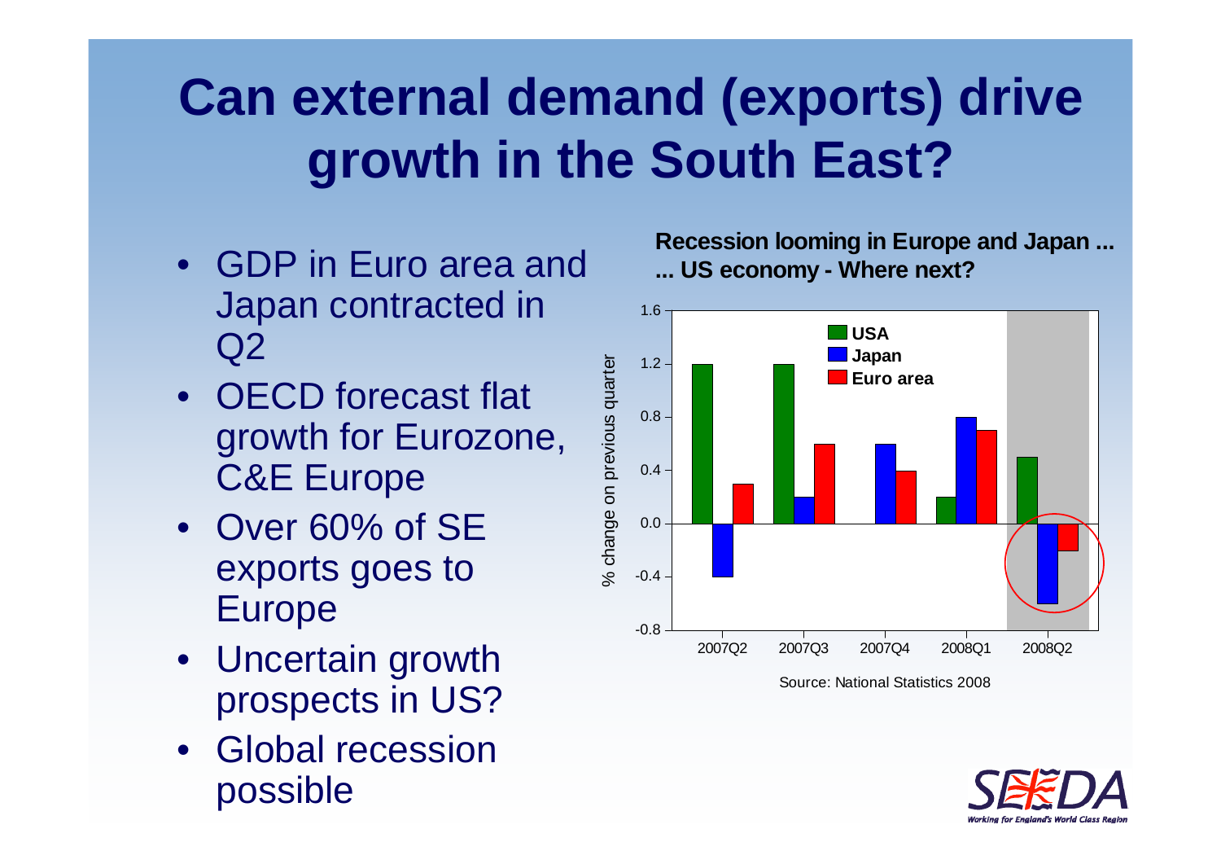# Can external demand (exports) drive growth in the South East?

- GDP in Euro area and Japan contracted in Q2
- OECD forecast flat growth for Eurozone, C&E Europe
- Over 60% of SE exports goes to Europe
- Uncertain growth prospects in US?
- Global recession possible

**Recession looming in Europe and Japan ...**
**... US economy - Where next?**

| % change on previous quarter | USA | Japan | Euro area |
|---|---|---|---|
| 2007Q2 | 1.2 | -0.4 | 0.3 |
| 2007Q3 | 1.2 | 0.2 | 0.6 |
| 2007Q4 | 0.0 | 0.6 | 0.4 |
| 2008Q1 | 0.2 | 0.8 | 0.7 |
| 2008Q2 | 0.5 | -0.6 | -0.2 |

Source: National Statistics 2008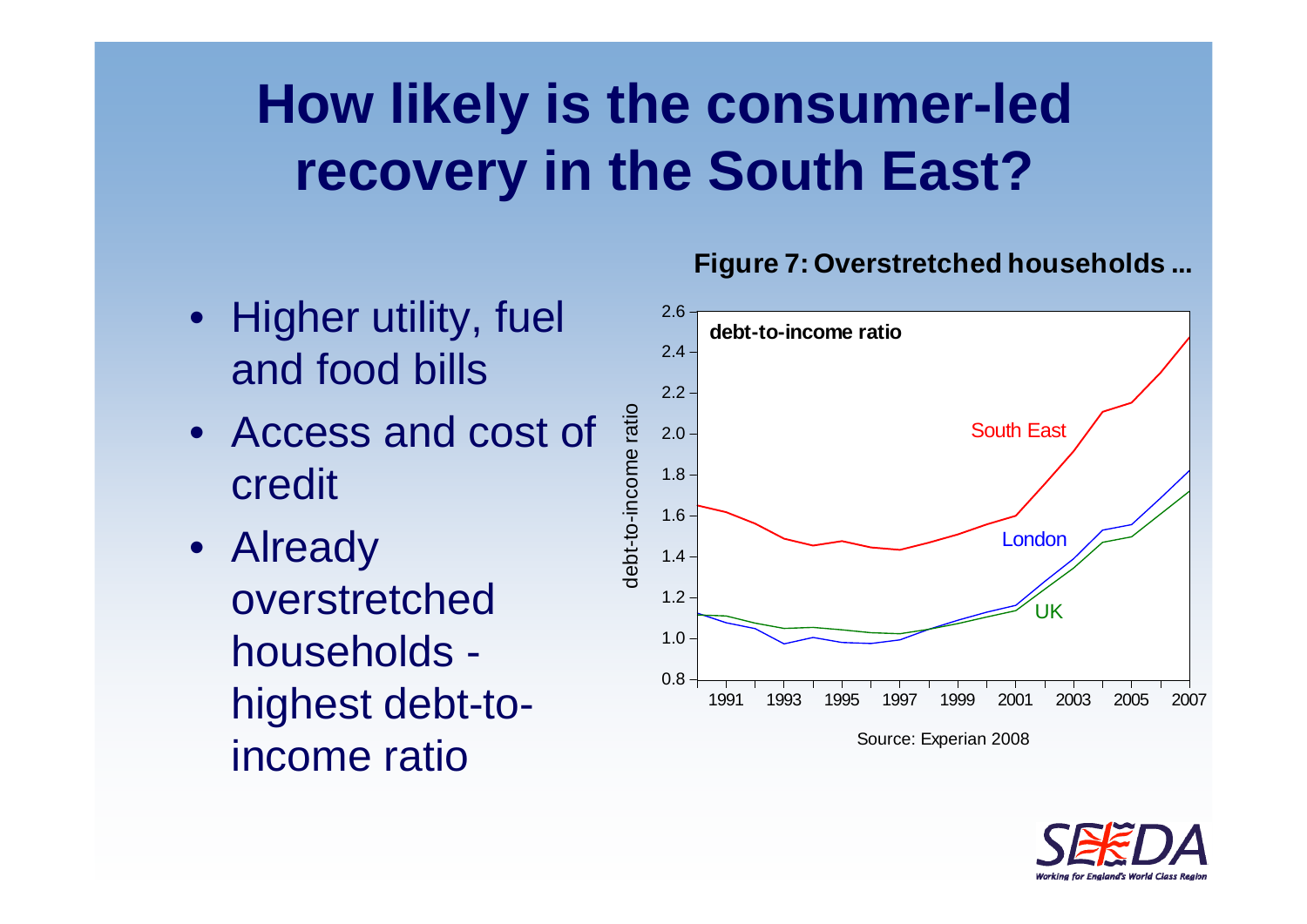# How likely is the consumer-led recovery in the South East?

- Higher utility, fuel and food bills
- Access and cost of credit
- Already overstretched households - highest debt-to-income ratio

**Figure 7: Overstretched households ...**

Source: Experian 2008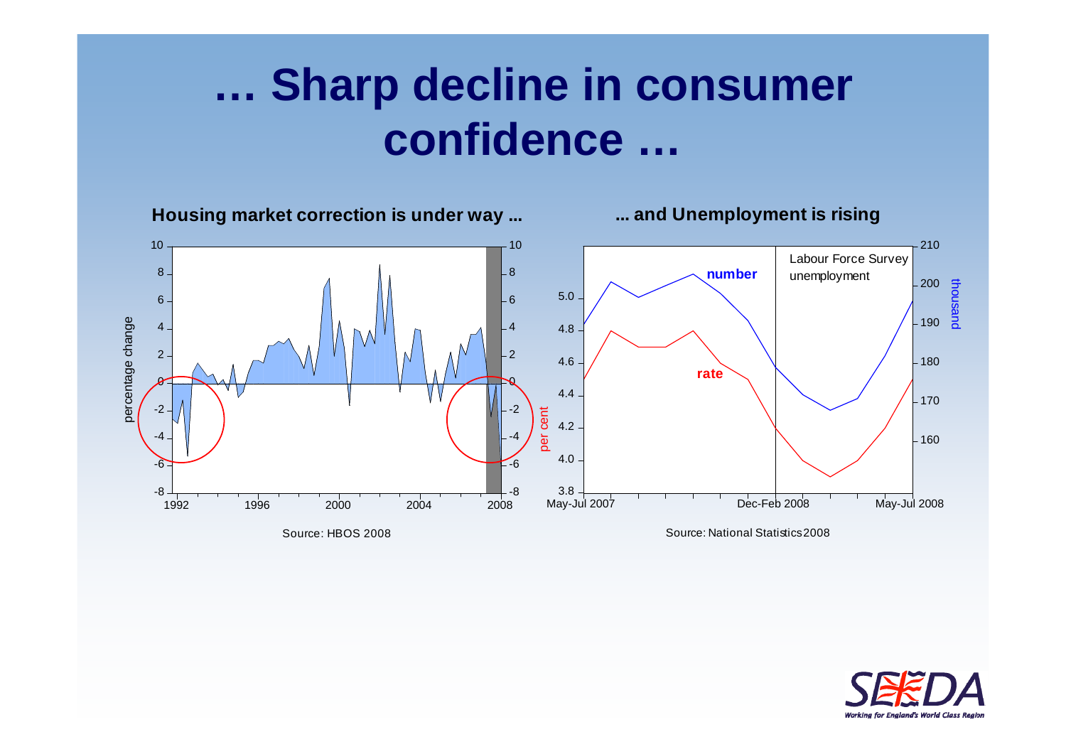# … Sharp decline in consumer confidence …

**Housing market correction is under way …**

Source: HBOS 2008

**… and Unemployment is rising**

Source: National Statistics 2008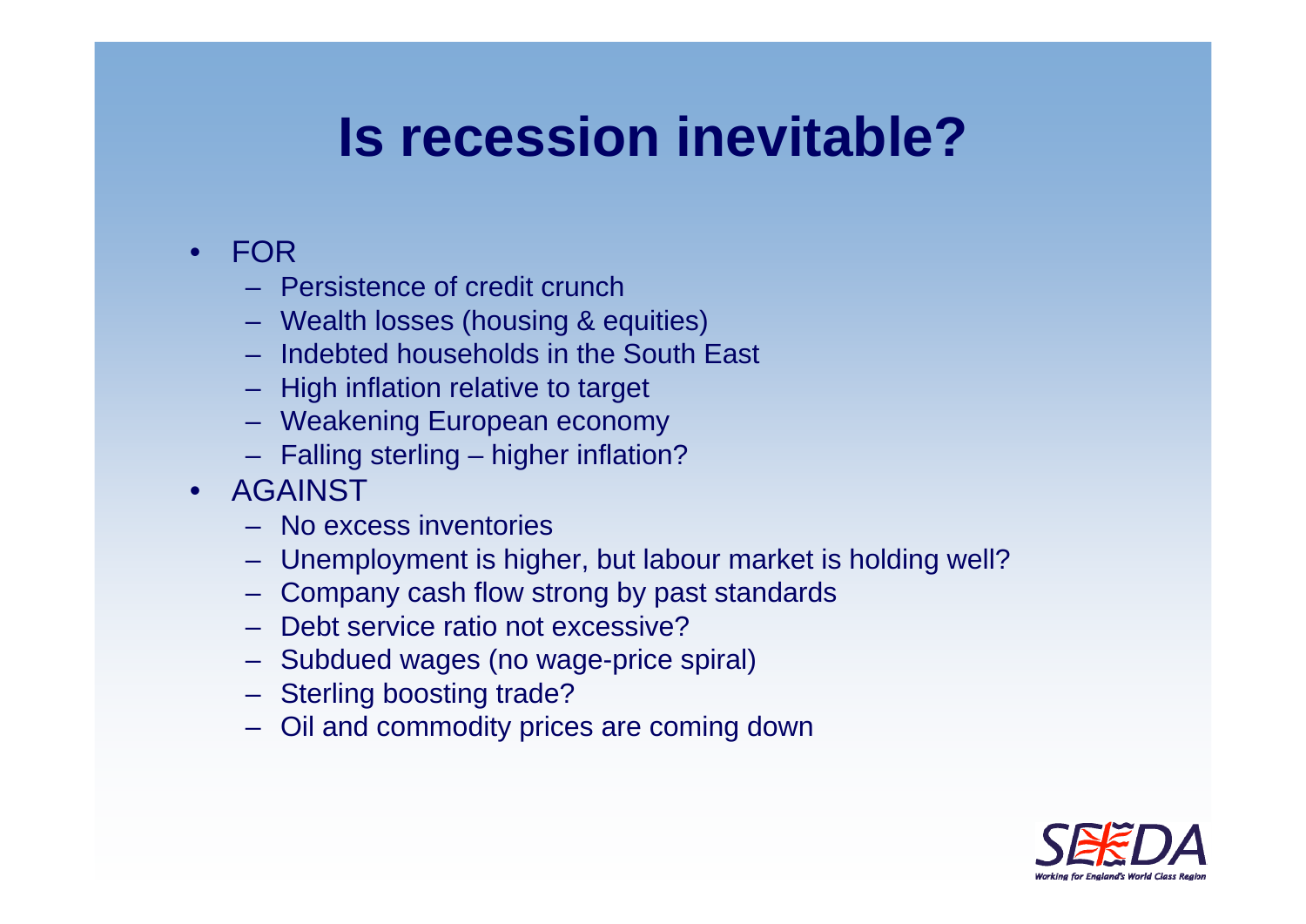# Is recession inevitable?

- FOR
  - Persistence of credit crunch
  - Wealth losses (housing & equities)
  - Indebted households in the South East
  - High inflation relative to target
  - Weakening European economy
  - Falling sterling – higher inflation?
- AGAINST
  - No excess inventories
  - Unemployment is higher, but labour market is holding well?
  - Company cash flow strong by past standards
  - Debt service ratio not excessive?
  - Subdued wages (no wage-price spiral)
  - Sterling boosting trade?
  - Oil and commodity prices are coming down

SEEDA
Working for England's World Class Region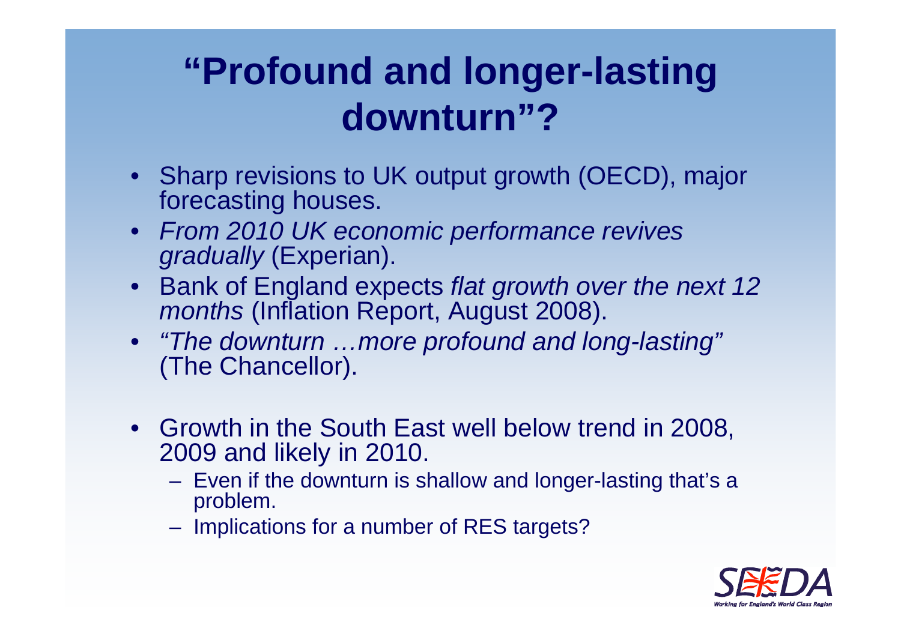# "Profound and longer-lasting downturn"?

- Sharp revisions to UK output growth (OECD), major forecasting houses.
- *From 2010 UK economic performance revives gradually* (Experian).
- Bank of England expects *flat growth over the next 12 months* (Inflation Report, August 2008).
- *"The downturn …more profound and long-lasting"* (The Chancellor).

- Growth in the South East well below trend in 2008, 2009 and likely in 2010.
  - Even if the downturn is shallow and longer-lasting that's a problem.
  - Implications for a number of RES targets?

SEEDA

Working for England's World Class Region